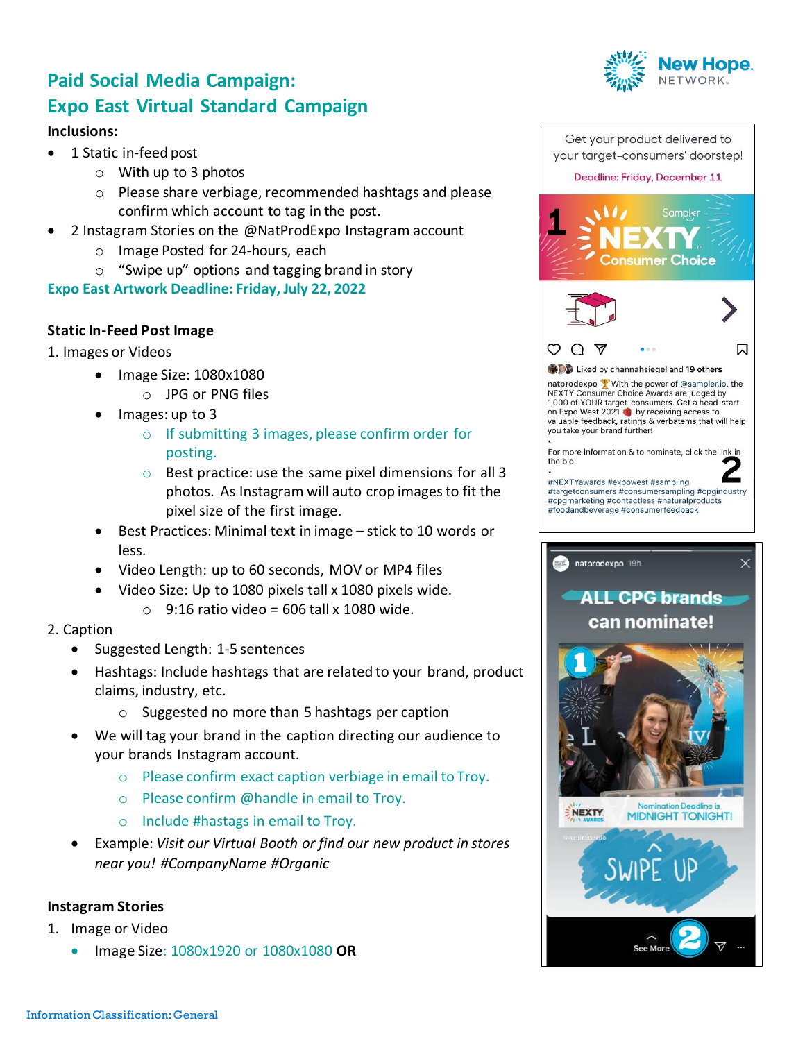## Paid Social Media Campaign:
## Expo East Virtual Standard Campaign

**Inclusions:**

- 1 Static in-feed post
  - With up to 3 photos
  - Please share verbiage, recommended hashtags and please confirm which account to tag in the post.
- 2 Instagram Stories on the @NatProdExpo Instagram account
  - Image Posted for 24-hours, each
  - "Swipe up" options and tagging brand in story

**Expo East Artwork Deadline: Friday, July 22, 2022**

### Static In-Feed Post Image

1. Images or Videos
   - Image Size: 1080x1080
     - JPG or PNG files
   - Images: up to 3
     - If submitting 3 images, please confirm order for posting.
     - Best practice: use the same pixel dimensions for all 3 photos. As Instagram will auto crop images to fit the pixel size of the first image.
   - Best Practices: Minimal text in image – stick to 10 words or less.
   - Video Length: up to 60 seconds, MOV or MP4 files
   - Video Size: Up to 1080 pixels tall x 1080 pixels wide.
     - 9:16 ratio video = 606 tall x 1080 wide.
2. Caption
   - Suggested Length: 1-5 sentences
   - Hashtags: Include hashtags that are related to your brand, product claims, industry, etc.
     - Suggested no more than 5 hashtags per caption
   - We will tag your brand in the caption directing our audience to your brands Instagram account.
     - Please confirm exact caption verbiage in email to Troy.
     - Please confirm @handle in email to Troy.
     - Include #hastags in email to Troy.
   - Example: *Visit our Virtual Booth or find our new product in stores near you! #CompanyName #Organic*

### Instagram Stories

1. Image or Video
   - Image Size: 1080x1920 or 1080x1080 **OR**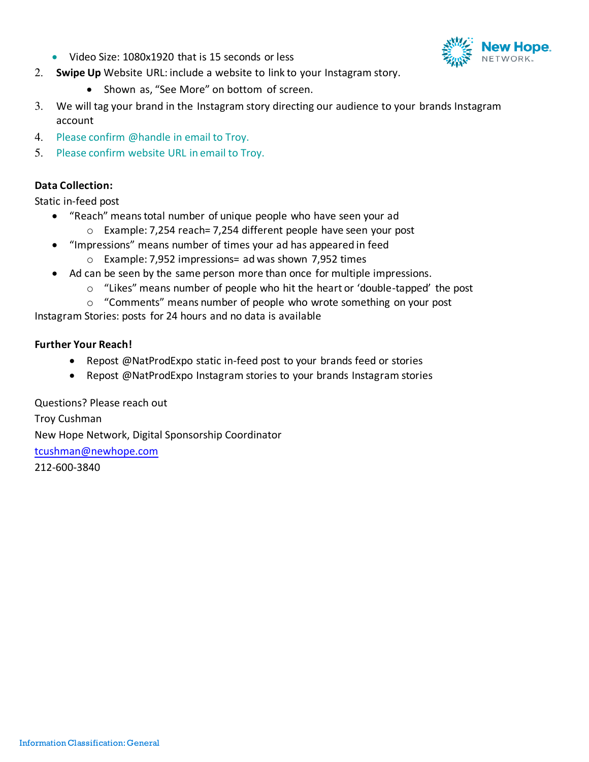- Video Size: 1080x1920 that is 15 seconds or less

2. **Swipe Up** Website URL: include a website to link to your Instagram story.
    - Shown as, "See More" on bottom of screen.
3. We will tag your brand in the Instagram story directing our audience to your brands Instagram account
4. Please confirm @handle in email to Troy.
5. Please confirm website URL in email to Troy.

**Data Collection:**

Static in-feed post

- "Reach" means total number of unique people who have seen your ad
    - Example: 7,254 reach= 7,254 different people have seen your post
- "Impressions" means number of times your ad has appeared in feed
    - Example: 7,952 impressions= ad was shown 7,952 times
- Ad can be seen by the same person more than once for multiple impressions.
    - "Likes" means number of people who hit the heart or 'double-tapped' the post
    - "Comments" means number of people who wrote something on your post

Instagram Stories: posts for 24 hours and no data is available

**Further Your Reach!**

- Repost @NatProdExpo static in-feed post to your brands feed or stories
- Repost @NatProdExpo Instagram stories to your brands Instagram stories

Questions? Please reach out

Troy Cushman

New Hope Network, Digital Sponsorship Coordinator

tcushman@newhope.com

212-600-3840